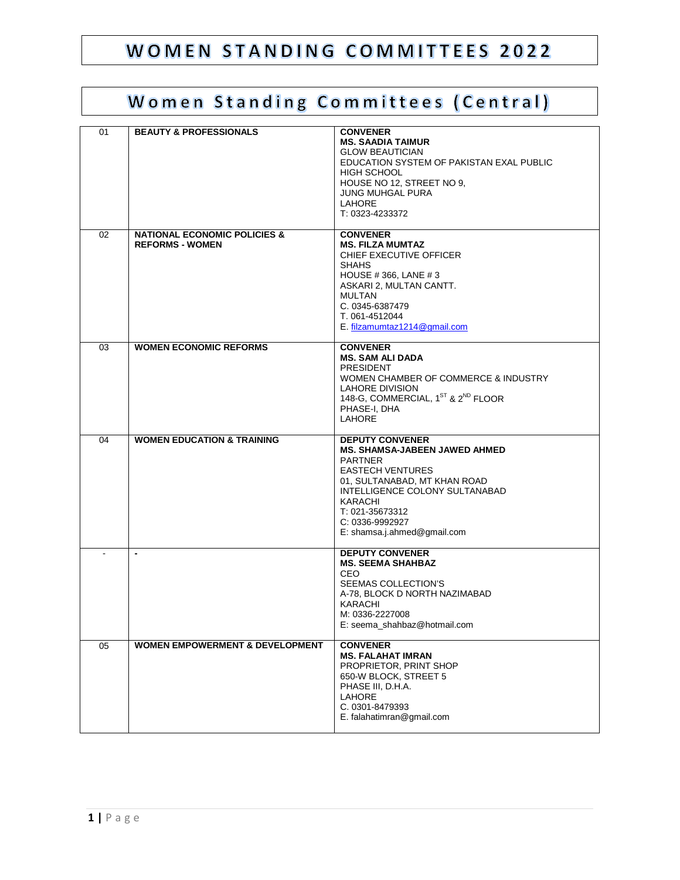# WOMEN STANDING COMMITTEES 2022

## Women Standing Committees (Central)

| | | |
|---|---|---|
| 01 | **BEAUTY & PROFESSIONALS** | **CONVENER**<br>**MS. SAADIA TAIMUR**<br>GLOW BEAUTICIAN<br>EDUCATION SYSTEM OF PAKISTAN EXAL PUBLIC HIGH SCHOOL<br>HOUSE NO 12, STREET NO 9,<br>JUNG MUHGAL PURA<br>LAHORE<br>T: 0323-4233372 |
| 02 | **NATIONAL ECONOMIC POLICIES & REFORMS - WOMEN** | **CONVENER**<br>**MS. FILZA MUMTAZ**<br>CHIEF EXECUTIVE OFFICER<br>SHAHS<br>HOUSE # 366, LANE # 3<br>ASKARI 2, MULTAN CANTT.<br>MULTAN<br>C. 0345-6387479<br>T. 061-4512044<br>E. filzamumtaz1214@gmail.com |
| 03 | **WOMEN ECONOMIC REFORMS** | **CONVENER**<br>**MS. SAM ALI DADA**<br>PRESIDENT<br>WOMEN CHAMBER OF COMMERCE & INDUSTRY<br>LAHORE DIVISION<br>148-G, COMMERCIAL, 1ST & 2ND FLOOR<br>PHASE-I, DHA<br>LAHORE |
| 04 | **WOMEN EDUCATION & TRAINING** | **DEPUTY CONVENER**<br>**MS. SHAMSA-JABEEN JAWED AHMED**<br>PARTNER<br>EASTECH VENTURES<br>01, SULTANABAD, MT KHAN ROAD<br>INTELLIGENCE COLONY SULTANABAD<br>KARACHI<br>T: 021-35673312<br>C: 0336-9992927<br>E: shamsa.j.ahmed@gmail.com |
| - | **-** | **DEPUTY CONVENER**<br>**MS. SEEMA SHAHBAZ**<br>CEO<br>SEEMAS COLLECTION'S<br>A-78, BLOCK D NORTH NAZIMABAD<br>KARACHI<br>M: 0336-2227008<br>E: seema_shahbaz@hotmail.com |
| 05 | **WOMEN EMPOWERMENT & DEVELOPMENT** | **CONVENER**<br>**MS. FALAHAT IMRAN**<br>PROPRIETOR, PRINT SHOP<br>650-W BLOCK, STREET 5<br>PHASE III, D.H.A.<br>LAHORE<br>C. 0301-8479393<br>E. falahatimran@gmail.com |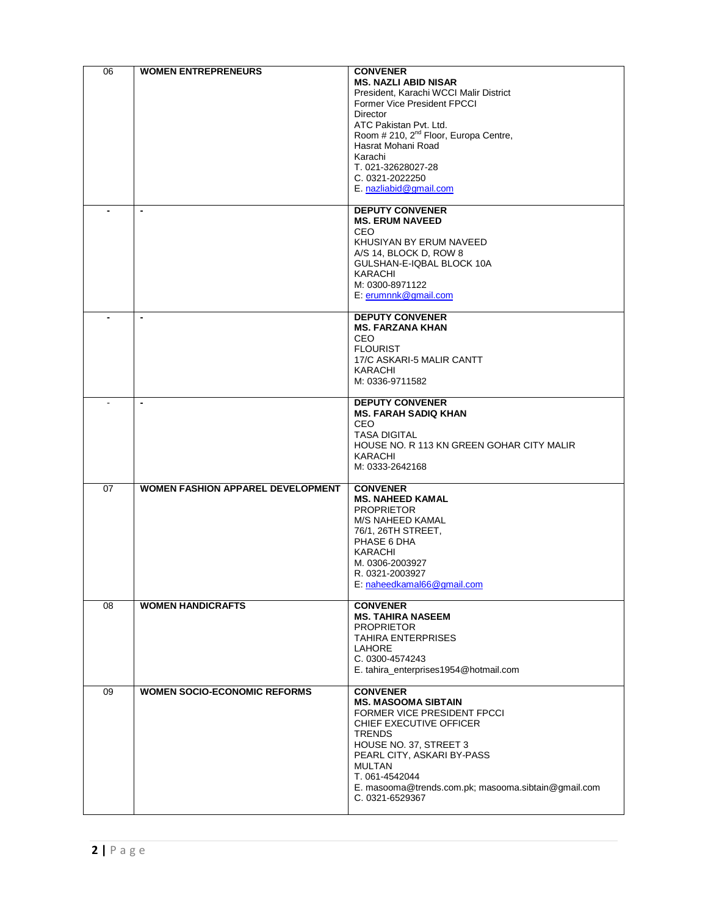| 06 | **WOMEN ENTREPRENEURS** | **CONVENER**<br>**MS. NAZLI ABID NISAR**<br>President, Karachi WCCI Malir District<br>Former Vice President FPCCI<br>Director<br>ATC Pakistan Pvt. Ltd.<br>Room # 210, 2nd Floor, Europa Centre,<br>Hasrat Mohani Road<br>Karachi<br>T. 021-32628027-28<br>C. 0321-2022250<br>E. nazliabid@gmail.com |
|---|---|---|
| - | - | **DEPUTY CONVENER**<br>**MS. ERUM NAVEED**<br>CEO<br>KHUSIYAN BY ERUM NAVEED<br>A/S 14, BLOCK D, ROW 8<br>GULSHAN-E-IQBAL BLOCK 10A<br>KARACHI<br>M: 0300-8971122<br>E: erumnnk@gmail.com |
| - | - | **DEPUTY CONVENER**<br>**MS. FARZANA KHAN**<br>CEO<br>FLOURIST<br>17/C ASKARI-5 MALIR CANTT<br>KARACHI<br>M: 0336-9711582 |
| - | - | **DEPUTY CONVENER**<br>**MS. FARAH SADIQ KHAN**<br>CEO<br>TASA DIGITAL<br>HOUSE NO. R 113 KN GREEN GOHAR CITY MALIR<br>KARACHI<br>M: 0333-2642168 |
| 07 | **WOMEN FASHION APPAREL DEVELOPMENT** | **CONVENER**<br>**MS. NAHEED KAMAL**<br>PROPRIETOR<br>M/S NAHEED KAMAL<br>76/1, 26TH STREET,<br>PHASE 6 DHA<br>KARACHI<br>M. 0306-2003927<br>R. 0321-2003927<br>E: naheedkamal66@gmail.com |
| 08 | **WOMEN HANDICRAFTS** | **CONVENER**<br>**MS. TAHIRA NASEEM**<br>PROPRIETOR<br>TAHIRA ENTERPRISES<br>LAHORE<br>C. 0300-4574243<br>E. tahira_enterprises1954@hotmail.com |
| 09 | **WOMEN SOCIO-ECONOMIC REFORMS** | **CONVENER**<br>**MS. MASOOMA SIBTAIN**<br>FORMER VICE PRESIDENT FPCCI<br>CHIEF EXECUTIVE OFFICER<br>TRENDS<br>HOUSE NO. 37, STREET 3<br>PEARL CITY, ASKARI BY-PASS<br>MULTAN<br>T. 061-4542044<br>E. masooma@trends.com.pk; masooma.sibtain@gmail.com<br>C. 0321-6529367 |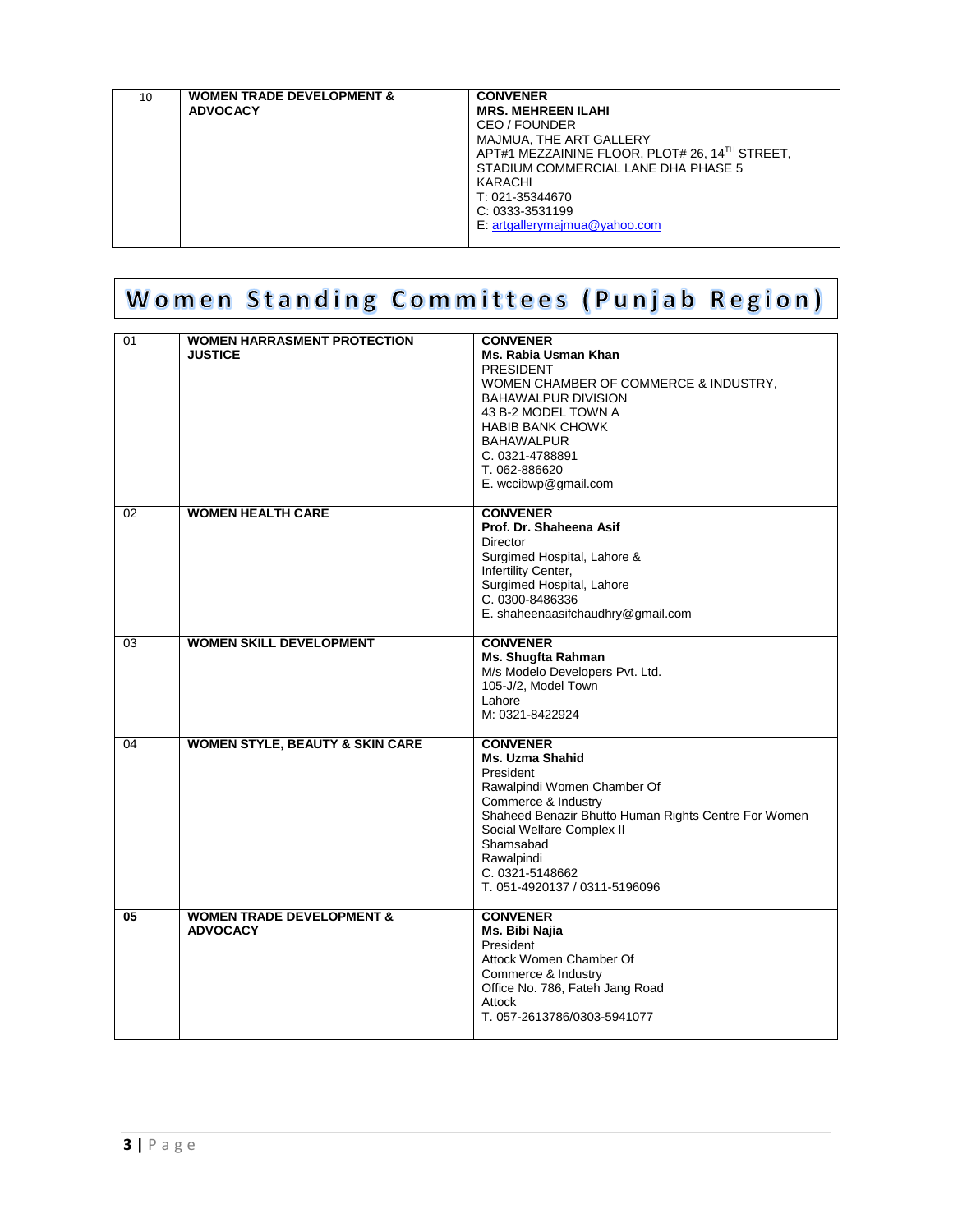| 10 | **WOMEN TRADE DEVELOPMENT & ADVOCACY** | **CONVENER**<br>**MRS. MEHREEN ILAHI**<br>CEO / FOUNDER<br>MAJMUA, THE ART GALLERY<br>APT#1 MEZZAININE FLOOR, PLOT# 26, 14TH STREET, STADIUM COMMERCIAL LANE DHA PHASE 5<br>KARACHI<br>T: 021-35344670<br>C: 0333-3531199<br>E: artgallerymajmua@yahoo.com |
|---|---|---|

# Women Standing Committees (Punjab Region)

| 01 | **WOMEN HARRASMENT PROTECTION JUSTICE** | **CONVENER**<br>**Ms. Rabia Usman Khan**<br>PRESIDENT<br>WOMEN CHAMBER OF COMMERCE & INDUSTRY, BAHAWALPUR DIVISION<br>43 B-2 MODEL TOWN A<br>HABIB BANK CHOWK<br>BAHAWALPUR<br>C. 0321-4788891<br>T. 062-886620<br>E. wccibwp@gmail.com |
|---|---|---|
| 02 | **WOMEN HEALTH CARE** | **CONVENER**<br>**Prof. Dr. Shaheena Asif**<br>Director<br>Surgimed Hospital, Lahore &<br>Infertility Center,<br>Surgimed Hospital, Lahore<br>C. 0300-8486336<br>E. shaheenaasifchaudhry@gmail.com |
| 03 | **WOMEN SKILL DEVELOPMENT** | **CONVENER**<br>**Ms. Shugfta Rahman**<br>M/s Modelo Developers Pvt. Ltd.<br>105-J/2, Model Town<br>Lahore<br>M: 0321-8422924 |
| 04 | **WOMEN STYLE, BEAUTY & SKIN CARE** | **CONVENER**<br>**Ms. Uzma Shahid**<br>President<br>Rawalpindi Women Chamber Of Commerce & Industry<br>Shaheed Benazir Bhutto Human Rights Centre For Women<br>Social Welfare Complex II<br>Shamsabad<br>Rawalpindi<br>C. 0321-5148662<br>T. 051-4920137 / 0311-5196096 |
| **05** | **WOMEN TRADE DEVELOPMENT & ADVOCACY** | **CONVENER**<br>**Ms. Bibi Najia**<br>President<br>Attock Women Chamber Of Commerce & Industry<br>Office No. 786, Fateh Jang Road<br>Attock<br>T. 057-2613786/0303-5941077 |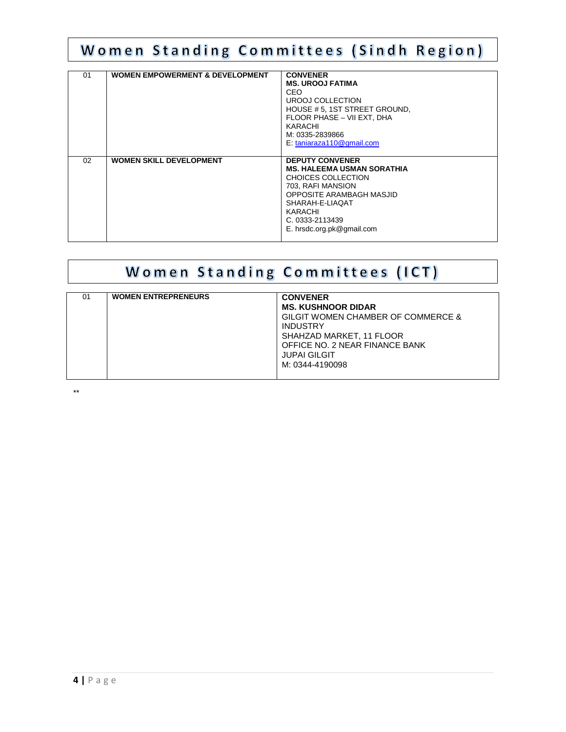# Women Standing Committees (Sindh Region)

| | | |
|---|---|---|
| 01 | **WOMEN EMPOWERMENT & DEVELOPMENT** | **CONVENER**<br>**MS. UROOJ FATIMA**<br>CEO<br>UROOJ COLLECTION<br>HOUSE # 5, 1ST STREET GROUND,<br>FLOOR PHASE – VII EXT, DHA<br>KARACHI<br>M: 0335-2839866<br>E: taniaraza110@gmail.com |
| 02 | **WOMEN SKILL DEVELOPMENT** | **DEPUTY CONVENER**<br>**MS. HALEEMA USMAN SORATHIA**<br>CHOICES COLLECTION<br>703, RAFI MANSION<br>OPPOSITE ARAMBAGH MASJID<br>SHARAH-E-LIAQAT<br>KARACHI<br>C. 0333-2113439<br>E. hrsdc.org.pk@gmail.com |

# Women Standing Committees (ICT)

| | | |
|---|---|---|
| 01 | **WOMEN ENTREPRENEURS** | **CONVENER**<br>**MS. KUSHNOOR DIDAR**<br>GILGIT WOMEN CHAMBER OF COMMERCE & INDUSTRY<br>SHAHZAD MARKET, 11 FLOOR<br>OFFICE NO. 2 NEAR FINANCE BANK<br>JUPAI GILGIT<br>M: 0344-4190098 |

**